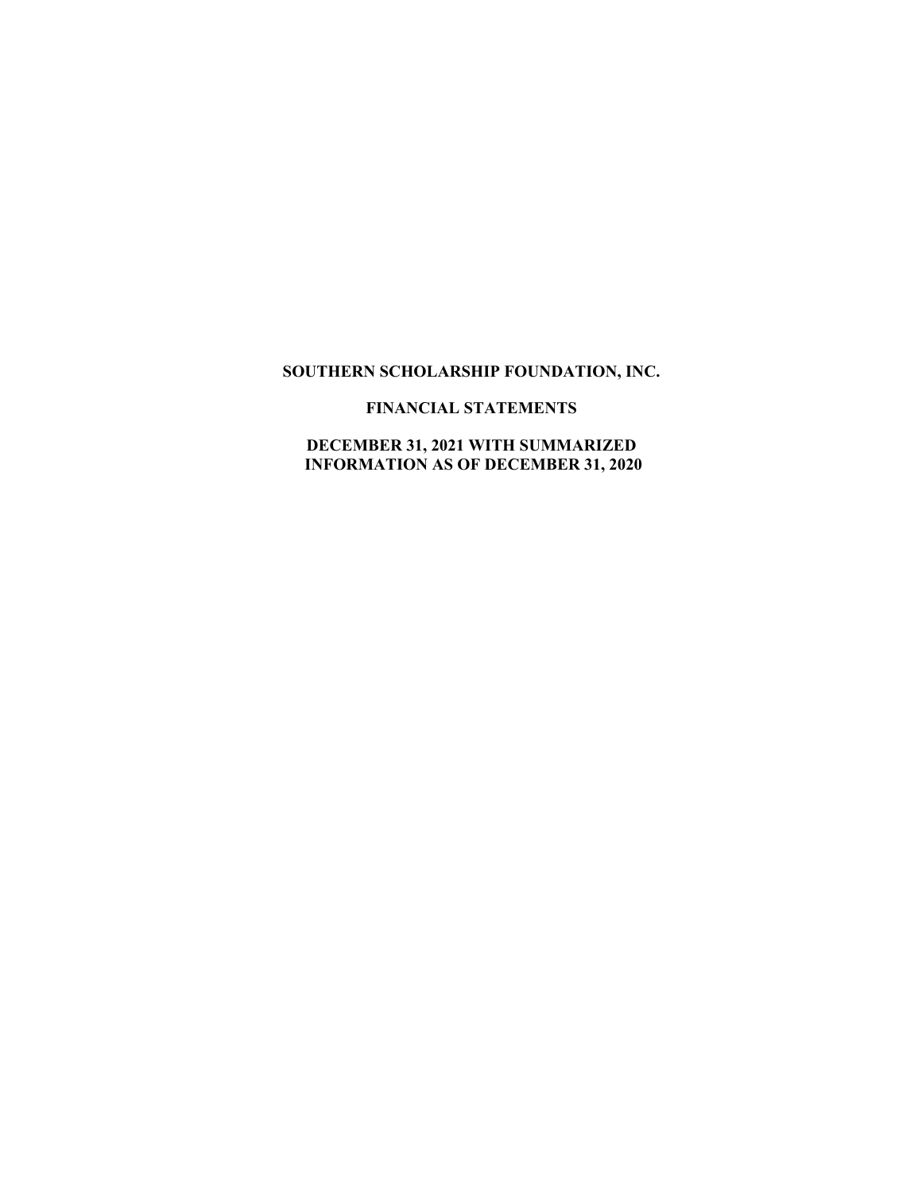# SOUTHERN SCHOLARSHIP FOUNDATION, INC.

## FINANCIAL STATEMENTS

## DECEMBER 31, 2021 WITH SUMMARIZED INFORMATION AS OF DECEMBER 31, 2020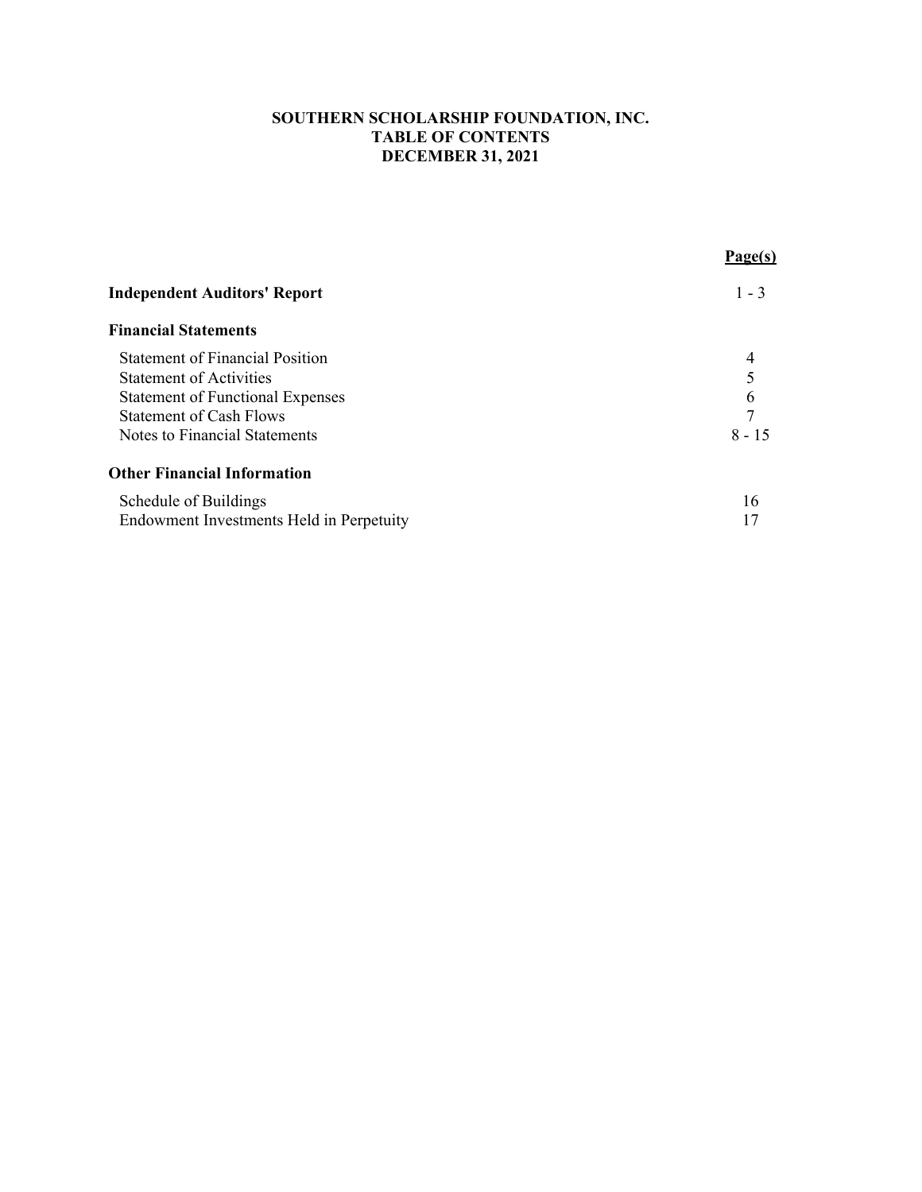# SOUTHERN SCHOLARSHIP FOUNDATION, INC.
## TABLE OF CONTENTS
## DECEMBER 31, 2021

| | Page(s) |
|---|---|
| **Independent Auditors' Report** | 1 - 3 |
| **Financial Statements** | |
| Statement of Financial Position | 4 |
| Statement of Activities | 5 |
| Statement of Functional Expenses | 6 |
| Statement of Cash Flows | 7 |
| Notes to Financial Statements | 8 - 15 |
| **Other Financial Information** | |
| Schedule of Buildings | 16 |
| Endowment Investments Held in Perpetuity | 17 |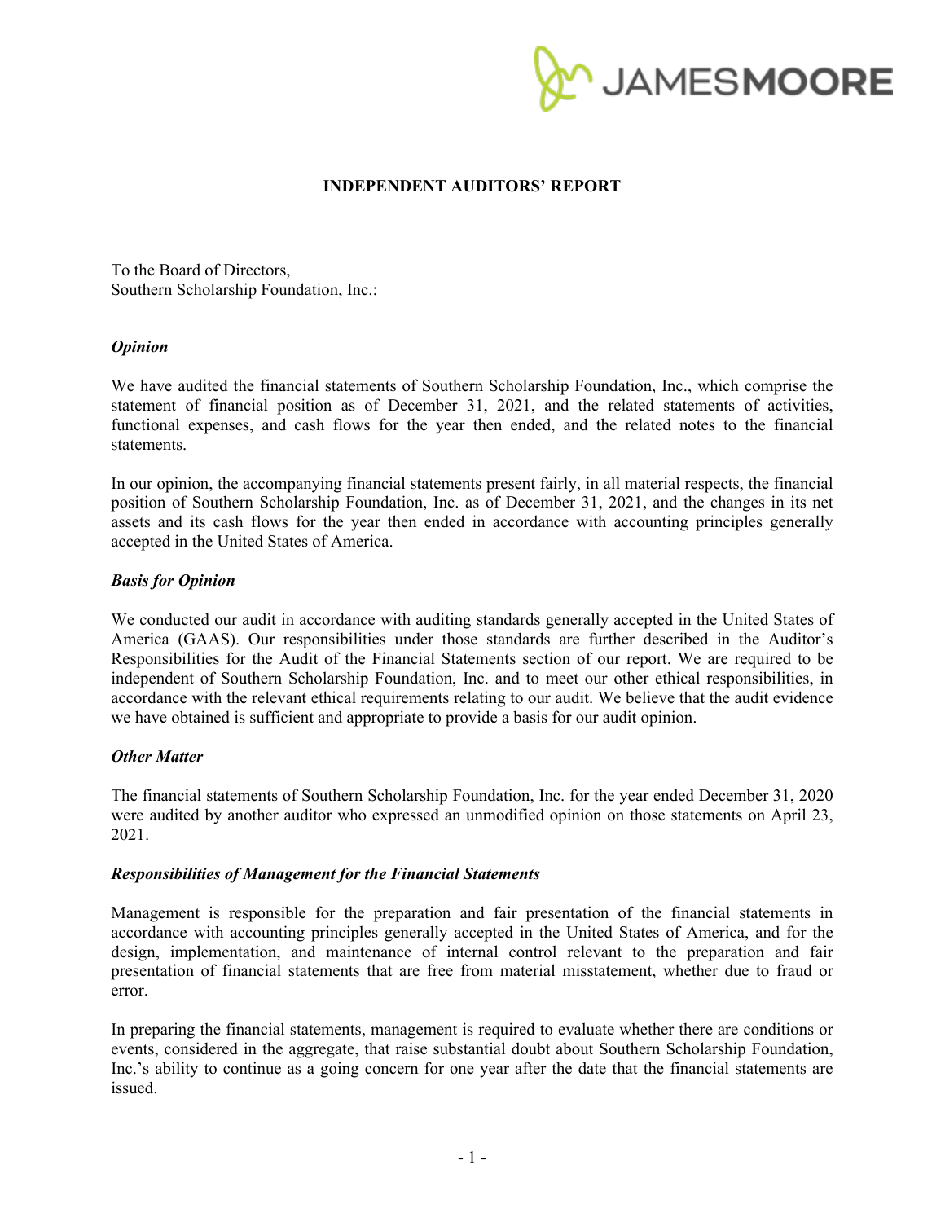# INDEPENDENT AUDITORS' REPORT

To the Board of Directors,
Southern Scholarship Foundation, Inc.:

### *Opinion*

We have audited the financial statements of Southern Scholarship Foundation, Inc., which comprise the statement of financial position as of December 31, 2021, and the related statements of activities, functional expenses, and cash flows for the year then ended, and the related notes to the financial statements.

In our opinion, the accompanying financial statements present fairly, in all material respects, the financial position of Southern Scholarship Foundation, Inc. as of December 31, 2021, and the changes in its net assets and its cash flows for the year then ended in accordance with accounting principles generally accepted in the United States of America.

### *Basis for Opinion*

We conducted our audit in accordance with auditing standards generally accepted in the United States of America (GAAS). Our responsibilities under those standards are further described in the Auditor's Responsibilities for the Audit of the Financial Statements section of our report. We are required to be independent of Southern Scholarship Foundation, Inc. and to meet our other ethical responsibilities, in accordance with the relevant ethical requirements relating to our audit. We believe that the audit evidence we have obtained is sufficient and appropriate to provide a basis for our audit opinion.

### *Other Matter*

The financial statements of Southern Scholarship Foundation, Inc. for the year ended December 31, 2020 were audited by another auditor who expressed an unmodified opinion on those statements on April 23, 2021.

### *Responsibilities of Management for the Financial Statements*

Management is responsible for the preparation and fair presentation of the financial statements in accordance with accounting principles generally accepted in the United States of America, and for the design, implementation, and maintenance of internal control relevant to the preparation and fair presentation of financial statements that are free from material misstatement, whether due to fraud or error.

In preparing the financial statements, management is required to evaluate whether there are conditions or events, considered in the aggregate, that raise substantial doubt about Southern Scholarship Foundation, Inc.'s ability to continue as a going concern for one year after the date that the financial statements are issued.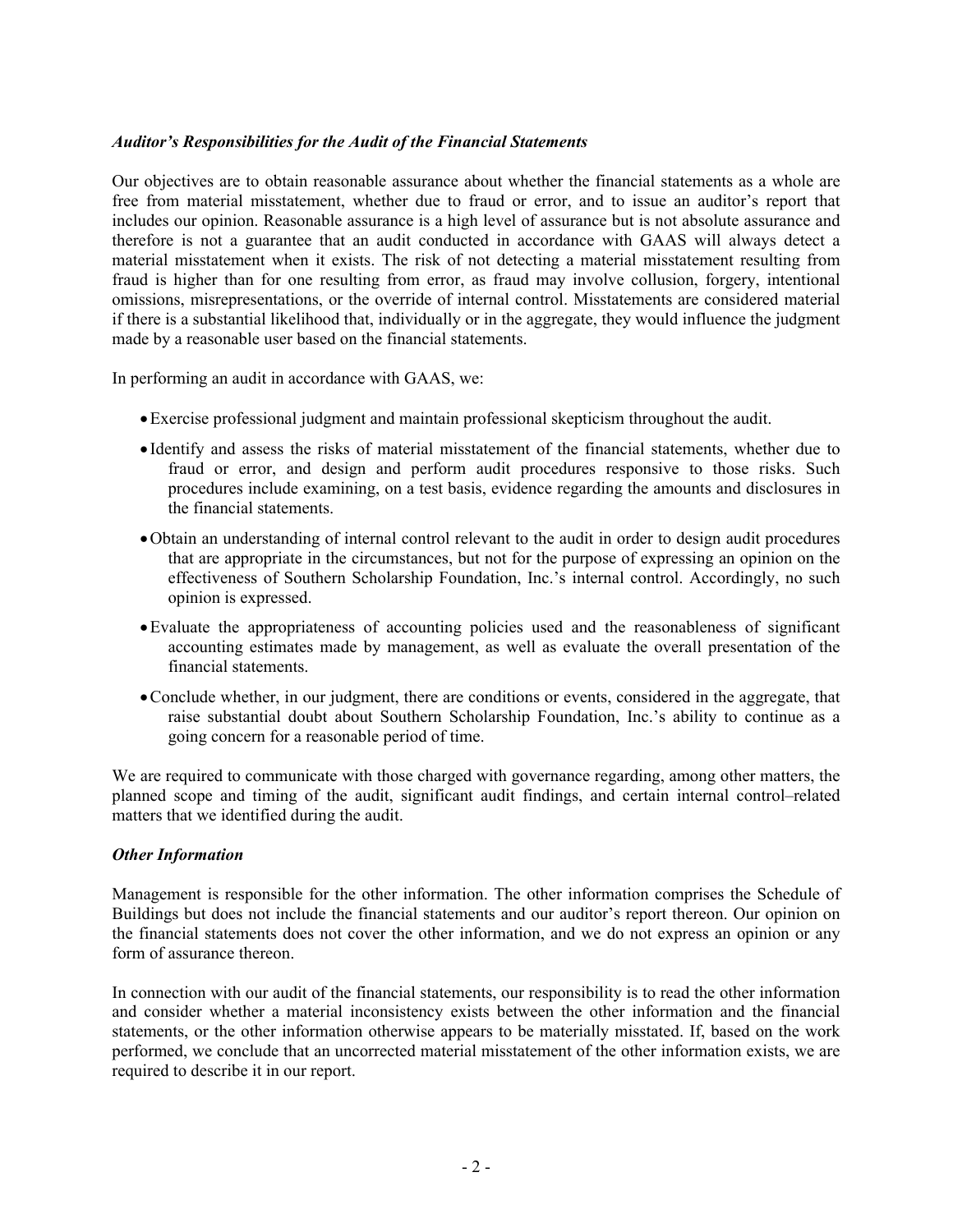***Auditor's Responsibilities for the Audit of the Financial Statements***

Our objectives are to obtain reasonable assurance about whether the financial statements as a whole are free from material misstatement, whether due to fraud or error, and to issue an auditor's report that includes our opinion. Reasonable assurance is a high level of assurance but is not absolute assurance and therefore is not a guarantee that an audit conducted in accordance with GAAS will always detect a material misstatement when it exists. The risk of not detecting a material misstatement resulting from fraud is higher than for one resulting from error, as fraud may involve collusion, forgery, intentional omissions, misrepresentations, or the override of internal control. Misstatements are considered material if there is a substantial likelihood that, individually or in the aggregate, they would influence the judgment made by a reasonable user based on the financial statements.

In performing an audit in accordance with GAAS, we:

- Exercise professional judgment and maintain professional skepticism throughout the audit.
- Identify and assess the risks of material misstatement of the financial statements, whether due to fraud or error, and design and perform audit procedures responsive to those risks. Such procedures include examining, on a test basis, evidence regarding the amounts and disclosures in the financial statements.
- Obtain an understanding of internal control relevant to the audit in order to design audit procedures that are appropriate in the circumstances, but not for the purpose of expressing an opinion on the effectiveness of Southern Scholarship Foundation, Inc.'s internal control. Accordingly, no such opinion is expressed.
- Evaluate the appropriateness of accounting policies used and the reasonableness of significant accounting estimates made by management, as well as evaluate the overall presentation of the financial statements.
- Conclude whether, in our judgment, there are conditions or events, considered in the aggregate, that raise substantial doubt about Southern Scholarship Foundation, Inc.'s ability to continue as a going concern for a reasonable period of time.

We are required to communicate with those charged with governance regarding, among other matters, the planned scope and timing of the audit, significant audit findings, and certain internal control–related matters that we identified during the audit.

***Other Information***

Management is responsible for the other information. The other information comprises the Schedule of Buildings but does not include the financial statements and our auditor's report thereon. Our opinion on the financial statements does not cover the other information, and we do not express an opinion or any form of assurance thereon.

In connection with our audit of the financial statements, our responsibility is to read the other information and consider whether a material inconsistency exists between the other information and the financial statements, or the other information otherwise appears to be materially misstated. If, based on the work performed, we conclude that an uncorrected material misstatement of the other information exists, we are required to describe it in our report.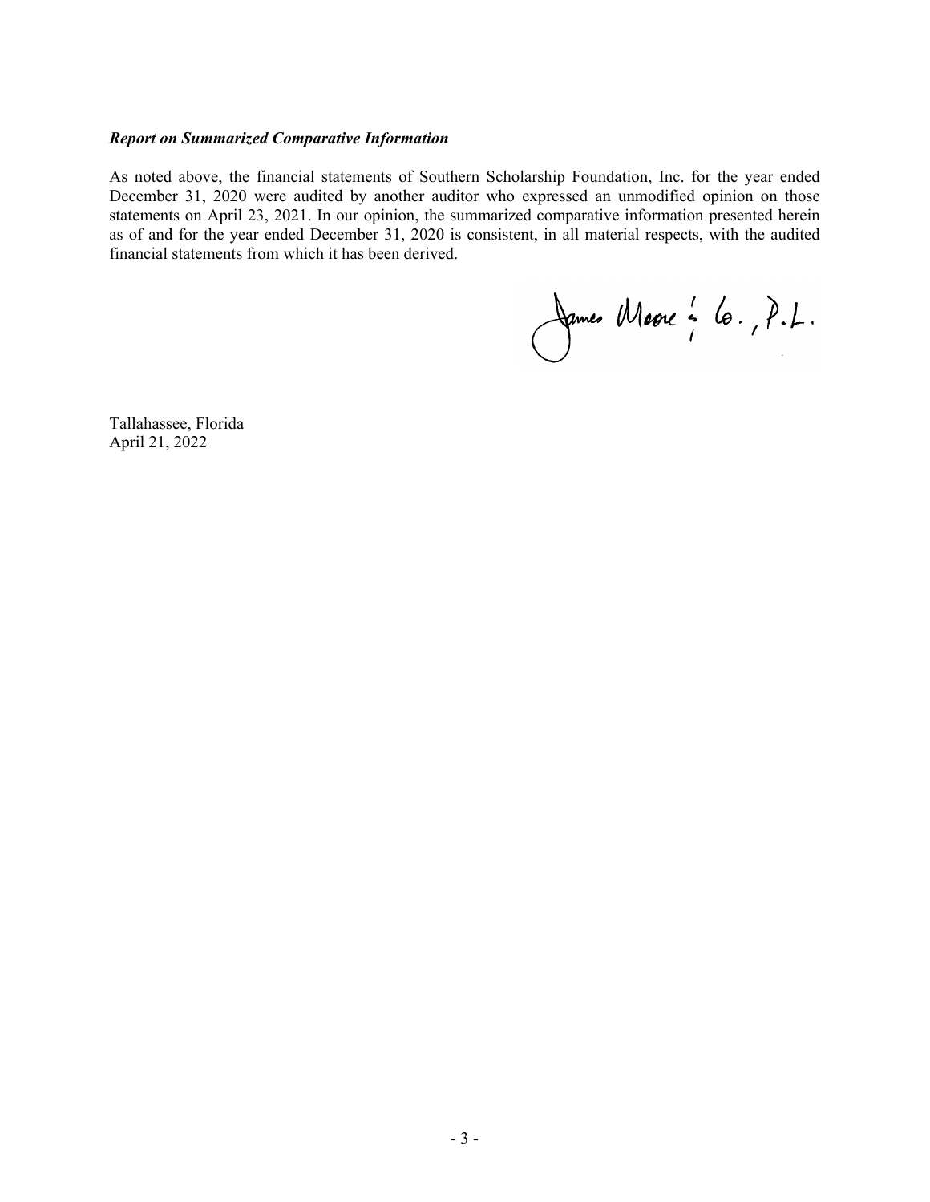***Report on Summarized Comparative Information***

As noted above, the financial statements of Southern Scholarship Foundation, Inc. for the year ended December 31, 2020 were audited by another auditor who expressed an unmodified opinion on those statements on April 23, 2021. In our opinion, the summarized comparative information presented herein as of and for the year ended December 31, 2020 is consistent, in all material respects, with the audited financial statements from which it has been derived.

James Moore & Co., P.L.

Tallahassee, Florida
April 21, 2022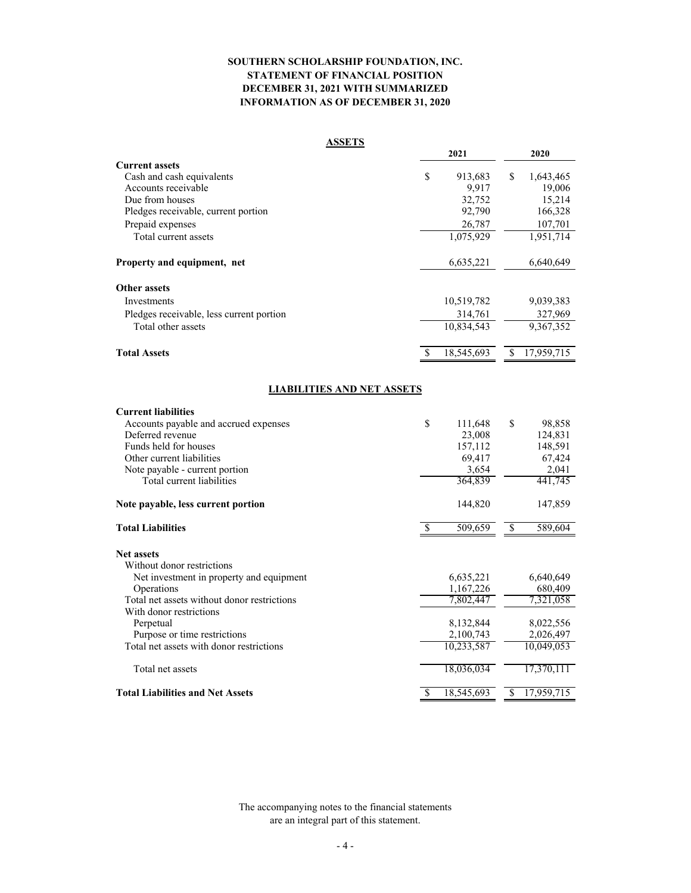# SOUTHERN SCHOLARSHIP FOUNDATION, INC.
## STATEMENT OF FINANCIAL POSITION
## DECEMBER 31, 2021 WITH SUMMARIZED INFORMATION AS OF DECEMBER 31, 2020

**ASSETS**

| | 2021 | 2020 |
|---|---|---|
| **Current assets** | | |
| Cash and cash equivalents | $ 913,683 | $ 1,643,465 |
| Accounts receivable | 9,917 | 19,006 |
| Due from houses | 32,752 | 15,214 |
| Pledges receivable, current portion | 92,790 | 166,328 |
| Prepaid expenses | 26,787 | 107,701 |
| Total current assets | 1,075,929 | 1,951,714 |
| **Property and equipment, net** | 6,635,221 | 6,640,649 |
| **Other assets** | | |
| Investments | 10,519,782 | 9,039,383 |
| Pledges receivable, less current portion | 314,761 | 327,969 |
| Total other assets | 10,834,543 | 9,367,352 |
| **Total Assets** | $ 18,545,693 | $ 17,959,715 |

**LIABILITIES AND NET ASSETS**

| | 2021 | 2020 |
|---|---|---|
| **Current liabilities** | | |
| Accounts payable and accrued expenses | $ 111,648 | $ 98,858 |
| Deferred revenue | 23,008 | 124,831 |
| Funds held for houses | 157,112 | 148,591 |
| Other current liabilities | 69,417 | 67,424 |
| Note payable - current portion | 3,654 | 2,041 |
| Total current liabilities | 364,839 | 441,745 |
| **Note payable, less current portion** | 144,820 | 147,859 |
| **Total Liabilities** | $ 509,659 | $ 589,604 |
| **Net assets** | | |
| Without donor restrictions | | |
| Net investment in property and equipment | 6,635,221 | 6,640,649 |
| Operations | 1,167,226 | 680,409 |
| Total net assets without donor restrictions | 7,802,447 | 7,321,058 |
| With donor restrictions | | |
| Perpetual | 8,132,844 | 8,022,556 |
| Purpose or time restrictions | 2,100,743 | 2,026,497 |
| Total net assets with donor restrictions | 10,233,587 | 10,049,053 |
| Total net assets | 18,036,034 | 17,370,111 |
| **Total Liabilities and Net Assets** | $ 18,545,693 | $ 17,959,715 |

The accompanying notes to the financial statements are an integral part of this statement.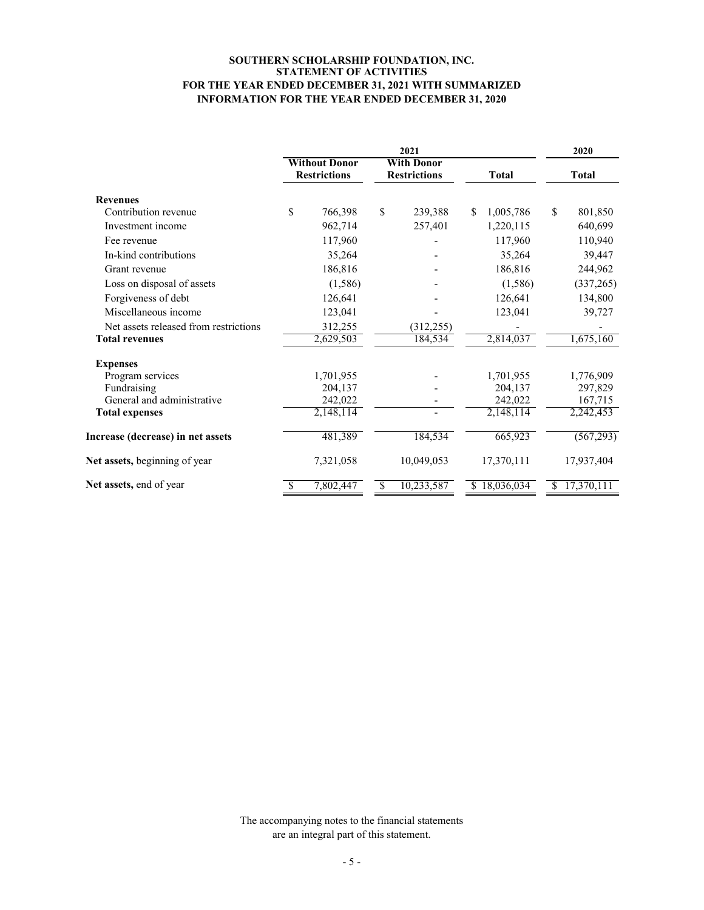**SOUTHERN SCHOLARSHIP FOUNDATION, INC.**
**STATEMENT OF ACTIVITIES**
**FOR THE YEAR ENDED DECEMBER 31, 2021 WITH SUMMARIZED INFORMATION FOR THE YEAR ENDED DECEMBER 31, 2020**

| | 2021 | | | 2020 |
|---|---|---|---|---|
| | **Without Donor Restrictions** | **With Donor Restrictions** | **Total** | **Total** |
| **Revenues** | | | | |
| Contribution revenue | $ 766,398 | $ 239,388 | $ 1,005,786 | $ 801,850 |
| Investment income | 962,714 | 257,401 | 1,220,115 | 640,699 |
| Fee revenue | 117,960 | - | 117,960 | 110,940 |
| In-kind contributions | 35,264 | - | 35,264 | 39,447 |
| Grant revenue | 186,816 | - | 186,816 | 244,962 |
| Loss on disposal of assets | (1,586) | - | (1,586) | (337,265) |
| Forgiveness of debt | 126,641 | - | 126,641 | 134,800 |
| Miscellaneous income | 123,041 | - | 123,041 | 39,727 |
| Net assets released from restrictions | 312,255 | (312,255) | - | - |
| **Total revenues** | 2,629,503 | 184,534 | 2,814,037 | 1,675,160 |
| **Expenses** | | | | |
| Program services | 1,701,955 | - | 1,701,955 | 1,776,909 |
| Fundraising | 204,137 | - | 204,137 | 297,829 |
| General and administrative | 242,022 | - | 242,022 | 167,715 |
| **Total expenses** | 2,148,114 | - | 2,148,114 | 2,242,453 |
| **Increase (decrease) in net assets** | 481,389 | 184,534 | 665,923 | (567,293) |
| **Net assets,** beginning of year | 7,321,058 | 10,049,053 | 17,370,111 | 17,937,404 |
| **Net assets,** end of year | $ 7,802,447 | $ 10,233,587 | $ 18,036,034 | $ 17,370,111 |

The accompanying notes to the financial statements are an integral part of this statement.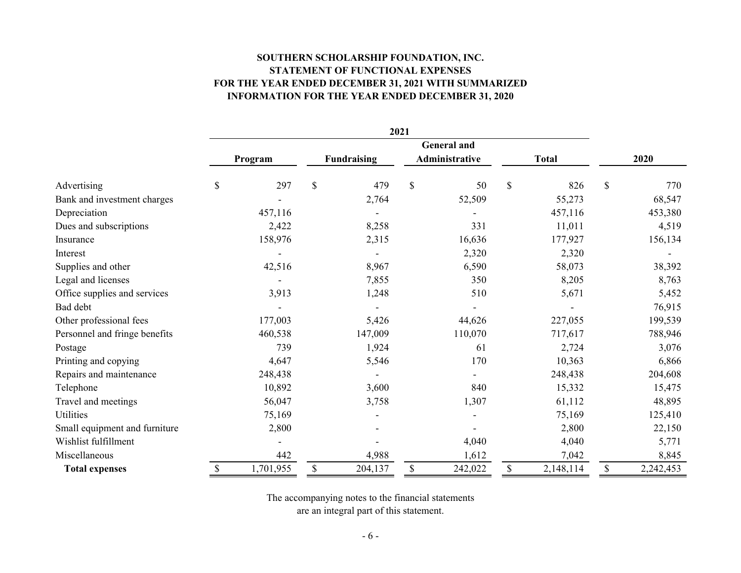# SOUTHERN SCHOLARSHIP FOUNDATION, INC.
## STATEMENT OF FUNCTIONAL EXPENSES
### FOR THE YEAR ENDED DECEMBER 31, 2021 WITH SUMMARIZED INFORMATION FOR THE YEAR ENDED DECEMBER 31, 2020

| | 2021 | | | | |
|---|---|---|---|---|---|
| | Program | Fundraising | General and Administrative | Total | 2020 |
| Advertising | $ 297 | $ 479 | $ 50 | $ 826 | $ 770 |
| Bank and investment charges | - | 2,764 | 52,509 | 55,273 | 68,547 |
| Depreciation | 457,116 | - | - | 457,116 | 453,380 |
| Dues and subscriptions | 2,422 | 8,258 | 331 | 11,011 | 4,519 |
| Insurance | 158,976 | 2,315 | 16,636 | 177,927 | 156,134 |
| Interest | - | - | 2,320 | 2,320 | - |
| Supplies and other | 42,516 | 8,967 | 6,590 | 58,073 | 38,392 |
| Legal and licenses | - | 7,855 | 350 | 8,205 | 8,763 |
| Office supplies and services | 3,913 | 1,248 | 510 | 5,671 | 5,452 |
| Bad debt | - | - | - | - | 76,915 |
| Other professional fees | 177,003 | 5,426 | 44,626 | 227,055 | 199,539 |
| Personnel and fringe benefits | 460,538 | 147,009 | 110,070 | 717,617 | 788,946 |
| Postage | 739 | 1,924 | 61 | 2,724 | 3,076 |
| Printing and copying | 4,647 | 5,546 | 170 | 10,363 | 6,866 |
| Repairs and maintenance | 248,438 | - | - | 248,438 | 204,608 |
| Telephone | 10,892 | 3,600 | 840 | 15,332 | 15,475 |
| Travel and meetings | 56,047 | 3,758 | 1,307 | 61,112 | 48,895 |
| Utilities | 75,169 | - | - | 75,169 | 125,410 |
| Small equipment and furniture | 2,800 | - | - | 2,800 | 22,150 |
| Wishlist fulfillment | - | - | 4,040 | 4,040 | 5,771 |
| Miscellaneous | 442 | 4,988 | 1,612 | 7,042 | 8,845 |
| **Total expenses** | $ 1,701,955 | $ 204,137 | $ 242,022 | $ 2,148,114 | $ 2,242,453 |

The accompanying notes to the financial statements are an integral part of this statement.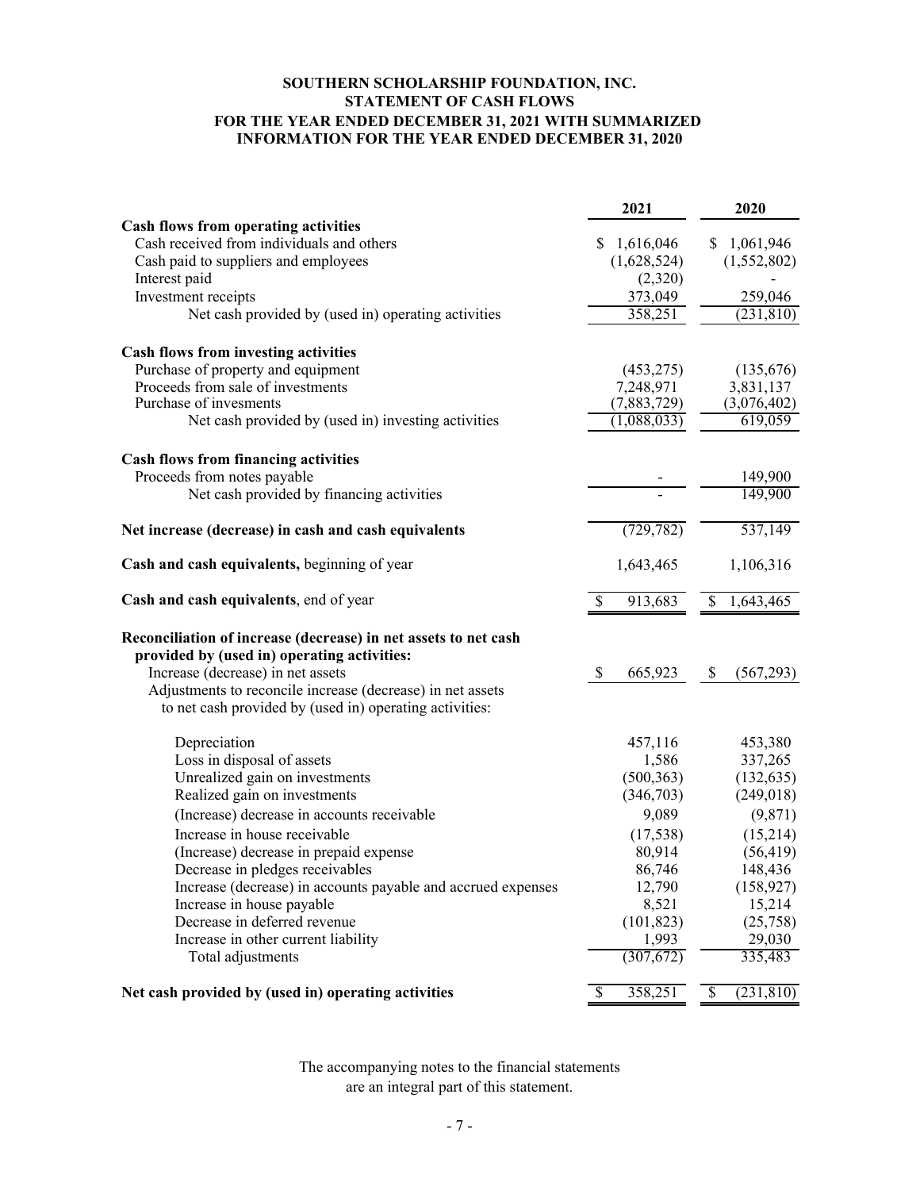**SOUTHERN SCHOLARSHIP FOUNDATION, INC.**
**STATEMENT OF CASH FLOWS**
**FOR THE YEAR ENDED DECEMBER 31, 2021 WITH SUMMARIZED INFORMATION FOR THE YEAR ENDED DECEMBER 31, 2020**

| | 2021 | 2020 |
|---|---|---|
| **Cash flows from operating activities** | | |
| Cash received from individuals and others | $ 1,616,046 | $ 1,061,946 |
| Cash paid to suppliers and employees | (1,628,524) | (1,552,802) |
| Interest paid | (2,320) | - |
| Investment receipts | 373,049 | 259,046 |
| Net cash provided by (used in) operating activities | 358,251 | (231,810) |
| **Cash flows from investing activities** | | |
| Purchase of property and equipment | (453,275) | (135,676) |
| Proceeds from sale of investments | 7,248,971 | 3,831,137 |
| Purchase of invesments | (7,883,729) | (3,076,402) |
| Net cash provided by (used in) investing activities | (1,088,033) | 619,059 |
| **Cash flows from financing activities** | | |
| Proceeds from notes payable | - | 149,900 |
| Net cash provided by financing activities | - | 149,900 |
| **Net increase (decrease) in cash and cash equivalents** | (729,782) | 537,149 |
| **Cash and cash equivalents,** beginning of year | 1,643,465 | 1,106,316 |
| **Cash and cash equivalents**, end of year | $ 913,683 | $ 1,643,465 |
| **Reconciliation of increase (decrease) in net assets to net cash provided by (used in) operating activities:** | | |
| Increase (decrease) in net assets | $ 665,923 | $ (567,293) |
| Adjustments to reconcile increase (decrease) in net assets to net cash provided by (used in) operating activities: | | |
| Depreciation | 457,116 | 453,380 |
| Loss in disposal of assets | 1,586 | 337,265 |
| Unrealized gain on investments | (500,363) | (132,635) |
| Realized gain on investments | (346,703) | (249,018) |
| (Increase) decrease in accounts receivable | 9,089 | (9,871) |
| Increase in house receivable | (17,538) | (15,214) |
| (Increase) decrease in prepaid expense | 80,914 | (56,419) |
| Decrease in pledges receivables | 86,746 | 148,436 |
| Increase (decrease) in accounts payable and accrued expenses | 12,790 | (158,927) |
| Increase in house payable | 8,521 | 15,214 |
| Decrease in deferred revenue | (101,823) | (25,758) |
| Increase in other current liability | 1,993 | 29,030 |
| Total adjustments | (307,672) | 335,483 |
| **Net cash provided by (used in) operating activities** | $ 358,251 | $ (231,810) |

The accompanying notes to the financial statements are an integral part of this statement.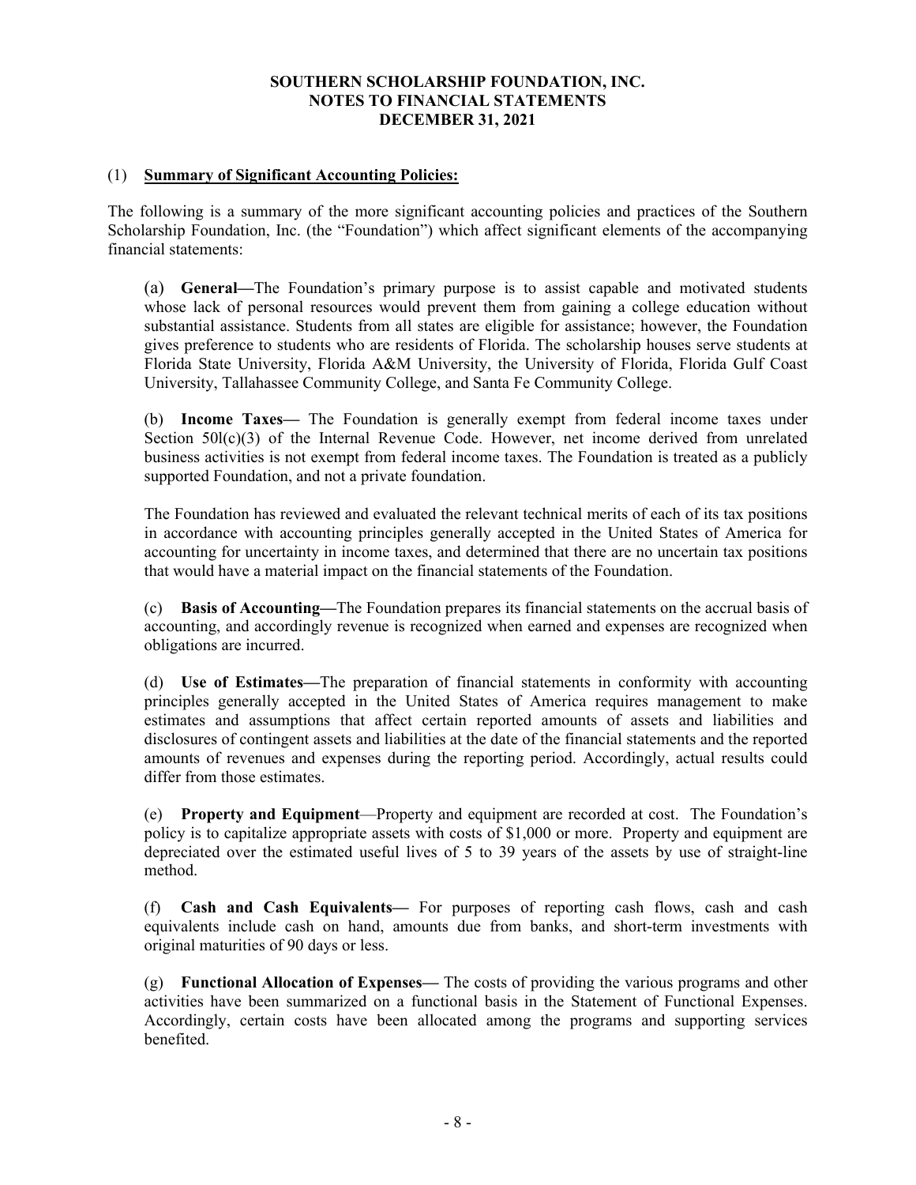**SOUTHERN SCHOLARSHIP FOUNDATION, INC.**
**NOTES TO FINANCIAL STATEMENTS**
**DECEMBER 31, 2021**

(1) **Summary of Significant Accounting Policies:**

The following is a summary of the more significant accounting policies and practices of the Southern Scholarship Foundation, Inc. (the "Foundation") which affect significant elements of the accompanying financial statements:

(a) **General—**The Foundation's primary purpose is to assist capable and motivated students whose lack of personal resources would prevent them from gaining a college education without substantial assistance. Students from all states are eligible for assistance; however, the Foundation gives preference to students who are residents of Florida. The scholarship houses serve students at Florida State University, Florida A&M University, the University of Florida, Florida Gulf Coast University, Tallahassee Community College, and Santa Fe Community College.

(b) **Income Taxes—** The Foundation is generally exempt from federal income taxes under Section 50l(c)(3) of the Internal Revenue Code. However, net income derived from unrelated business activities is not exempt from federal income taxes. The Foundation is treated as a publicly supported Foundation, and not a private foundation.

The Foundation has reviewed and evaluated the relevant technical merits of each of its tax positions in accordance with accounting principles generally accepted in the United States of America for accounting for uncertainty in income taxes, and determined that there are no uncertain tax positions that would have a material impact on the financial statements of the Foundation.

(c) **Basis of Accounting—**The Foundation prepares its financial statements on the accrual basis of accounting, and accordingly revenue is recognized when earned and expenses are recognized when obligations are incurred.

(d) **Use of Estimates—**The preparation of financial statements in conformity with accounting principles generally accepted in the United States of America requires management to make estimates and assumptions that affect certain reported amounts of assets and liabilities and disclosures of contingent assets and liabilities at the date of the financial statements and the reported amounts of revenues and expenses during the reporting period. Accordingly, actual results could differ from those estimates.

(e) **Property and Equipment**—Property and equipment are recorded at cost. The Foundation's policy is to capitalize appropriate assets with costs of $1,000 or more. Property and equipment are depreciated over the estimated useful lives of 5 to 39 years of the assets by use of straight-line method.

(f) **Cash and Cash Equivalents—** For purposes of reporting cash flows, cash and cash equivalents include cash on hand, amounts due from banks, and short-term investments with original maturities of 90 days or less.

(g) **Functional Allocation of Expenses—** The costs of providing the various programs and other activities have been summarized on a functional basis in the Statement of Functional Expenses. Accordingly, certain costs have been allocated among the programs and supporting services benefited.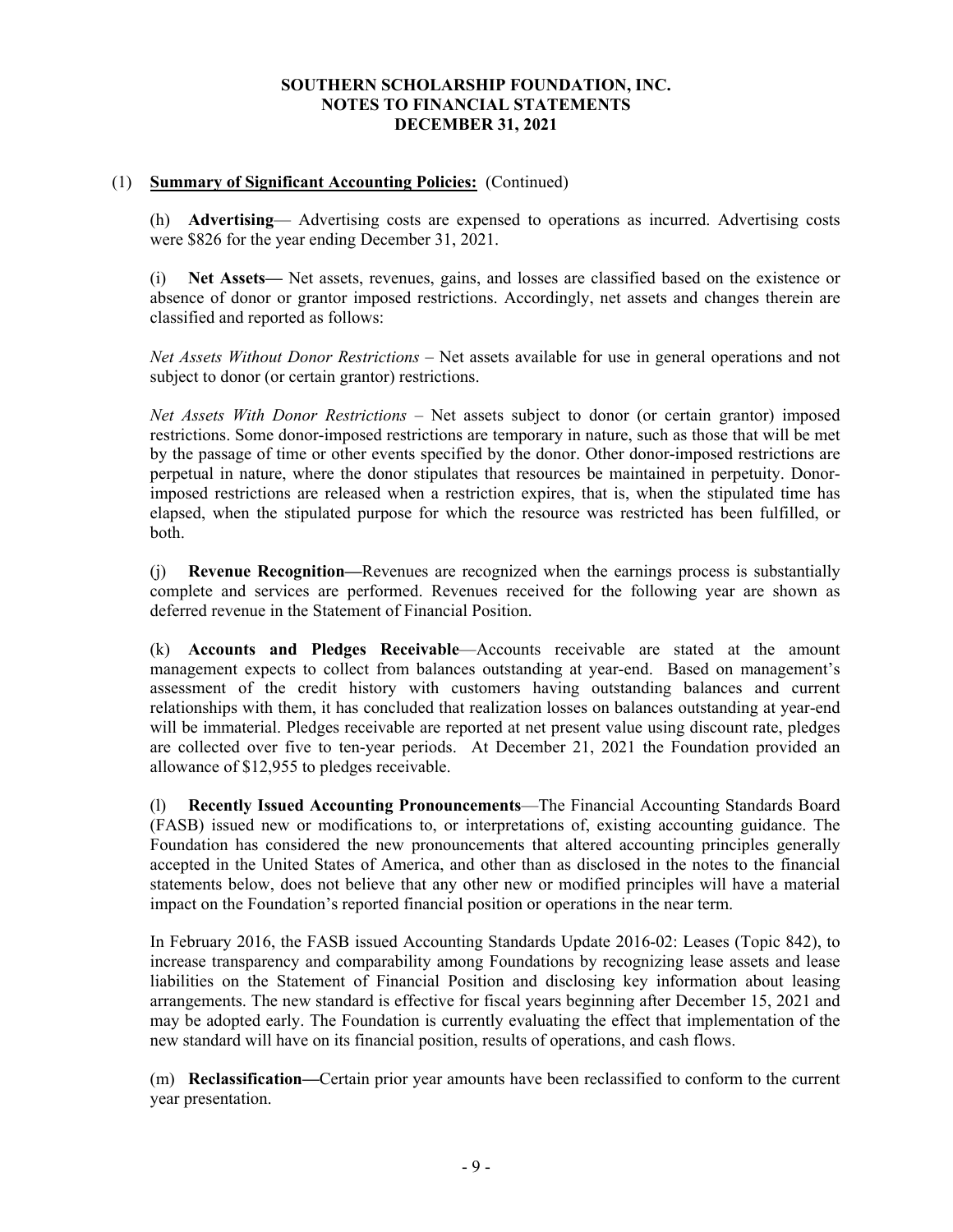# SOUTHERN SCHOLARSHIP FOUNDATION, INC.
## NOTES TO FINANCIAL STATEMENTS
## DECEMBER 31, 2021

(1) **Summary of Significant Accounting Policies:** (Continued)

(h) **Advertising**— Advertising costs are expensed to operations as incurred. Advertising costs were $826 for the year ending December 31, 2021.

(i) **Net Assets—** Net assets, revenues, gains, and losses are classified based on the existence or absence of donor or grantor imposed restrictions. Accordingly, net assets and changes therein are classified and reported as follows:

*Net Assets Without Donor Restrictions* – Net assets available for use in general operations and not subject to donor (or certain grantor) restrictions.

*Net Assets With Donor Restrictions* – Net assets subject to donor (or certain grantor) imposed restrictions. Some donor-imposed restrictions are temporary in nature, such as those that will be met by the passage of time or other events specified by the donor. Other donor-imposed restrictions are perpetual in nature, where the donor stipulates that resources be maintained in perpetuity. Donor-imposed restrictions are released when a restriction expires, that is, when the stipulated time has elapsed, when the stipulated purpose for which the resource was restricted has been fulfilled, or both.

(j) **Revenue Recognition—**Revenues are recognized when the earnings process is substantially complete and services are performed. Revenues received for the following year are shown as deferred revenue in the Statement of Financial Position.

(k) **Accounts and Pledges Receivable**—Accounts receivable are stated at the amount management expects to collect from balances outstanding at year-end. Based on management's assessment of the credit history with customers having outstanding balances and current relationships with them, it has concluded that realization losses on balances outstanding at year-end will be immaterial. Pledges receivable are reported at net present value using discount rate, pledges are collected over five to ten-year periods. At December 21, 2021 the Foundation provided an allowance of $12,955 to pledges receivable.

(l) **Recently Issued Accounting Pronouncements**—The Financial Accounting Standards Board (FASB) issued new or modifications to, or interpretations of, existing accounting guidance. The Foundation has considered the new pronouncements that altered accounting principles generally accepted in the United States of America, and other than as disclosed in the notes to the financial statements below, does not believe that any other new or modified principles will have a material impact on the Foundation's reported financial position or operations in the near term.

In February 2016, the FASB issued Accounting Standards Update 2016-02: Leases (Topic 842), to increase transparency and comparability among Foundations by recognizing lease assets and lease liabilities on the Statement of Financial Position and disclosing key information about leasing arrangements. The new standard is effective for fiscal years beginning after December 15, 2021 and may be adopted early. The Foundation is currently evaluating the effect that implementation of the new standard will have on its financial position, results of operations, and cash flows.

(m) **Reclassification—**Certain prior year amounts have been reclassified to conform to the current year presentation.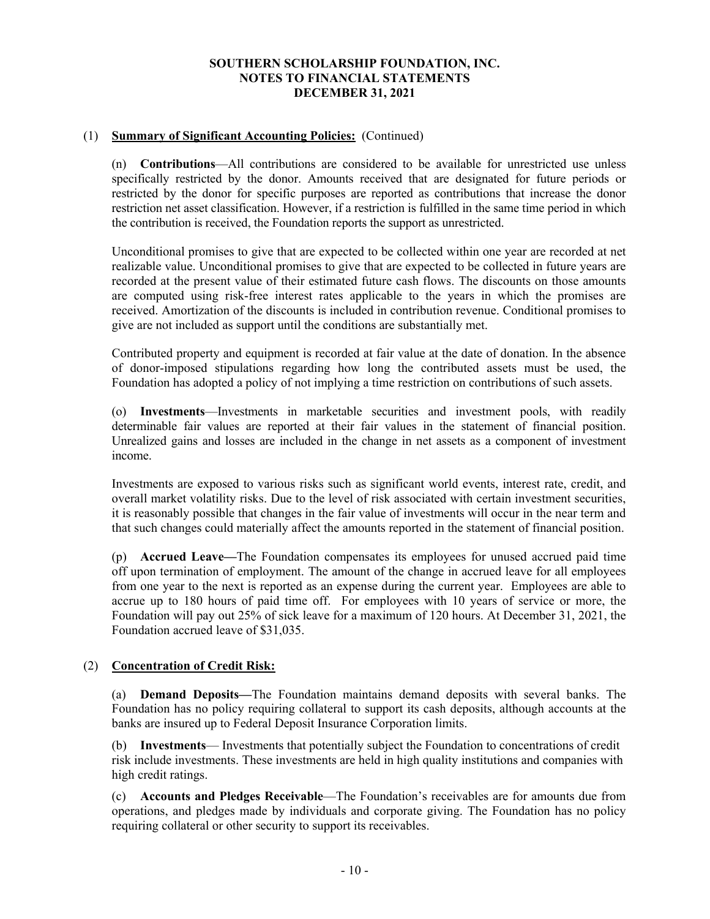# SOUTHERN SCHOLARSHIP FOUNDATION, INC.
## NOTES TO FINANCIAL STATEMENTS
## DECEMBER 31, 2021

(1) **Summary of Significant Accounting Policies:** (Continued)

(n) **Contributions**—All contributions are considered to be available for unrestricted use unless specifically restricted by the donor. Amounts received that are designated for future periods or restricted by the donor for specific purposes are reported as contributions that increase the donor restriction net asset classification. However, if a restriction is fulfilled in the same time period in which the contribution is received, the Foundation reports the support as unrestricted.

Unconditional promises to give that are expected to be collected within one year are recorded at net realizable value. Unconditional promises to give that are expected to be collected in future years are recorded at the present value of their estimated future cash flows. The discounts on those amounts are computed using risk-free interest rates applicable to the years in which the promises are received. Amortization of the discounts is included in contribution revenue. Conditional promises to give are not included as support until the conditions are substantially met.

Contributed property and equipment is recorded at fair value at the date of donation. In the absence of donor-imposed stipulations regarding how long the contributed assets must be used, the Foundation has adopted a policy of not implying a time restriction on contributions of such assets.

(o) **Investments**—Investments in marketable securities and investment pools, with readily determinable fair values are reported at their fair values in the statement of financial position. Unrealized gains and losses are included in the change in net assets as a component of investment income.

Investments are exposed to various risks such as significant world events, interest rate, credit, and overall market volatility risks. Due to the level of risk associated with certain investment securities, it is reasonably possible that changes in the fair value of investments will occur in the near term and that such changes could materially affect the amounts reported in the statement of financial position.

(p) **Accrued Leave—**The Foundation compensates its employees for unused accrued paid time off upon termination of employment. The amount of the change in accrued leave for all employees from one year to the next is reported as an expense during the current year. Employees are able to accrue up to 180 hours of paid time off. For employees with 10 years of service or more, the Foundation will pay out 25% of sick leave for a maximum of 120 hours. At December 31, 2021, the Foundation accrued leave of $31,035.

(2) **Concentration of Credit Risk:**

(a) **Demand Deposits—**The Foundation maintains demand deposits with several banks. The Foundation has no policy requiring collateral to support its cash deposits, although accounts at the banks are insured up to Federal Deposit Insurance Corporation limits.

(b) **Investments**— Investments that potentially subject the Foundation to concentrations of credit risk include investments. These investments are held in high quality institutions and companies with high credit ratings.

(c) **Accounts and Pledges Receivable**—The Foundation's receivables are for amounts due from operations, and pledges made by individuals and corporate giving. The Foundation has no policy requiring collateral or other security to support its receivables.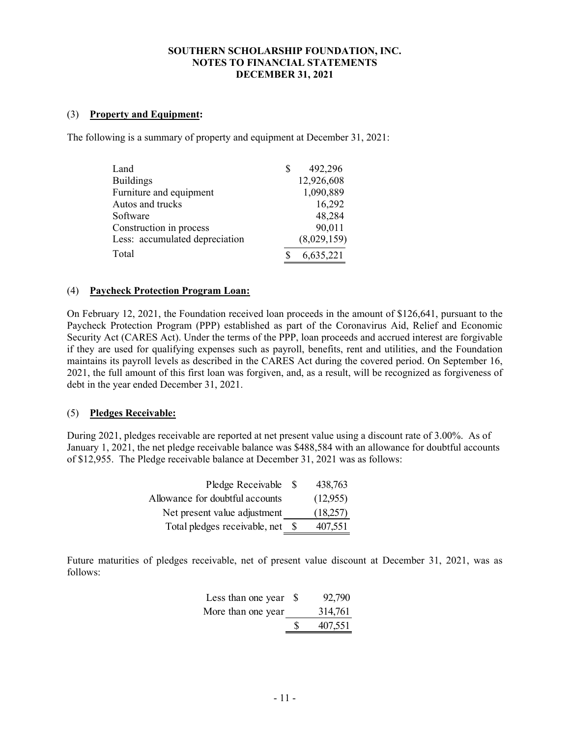**SOUTHERN SCHOLARSHIP FOUNDATION, INC.**
**NOTES TO FINANCIAL STATEMENTS**
**DECEMBER 31, 2021**

(3) **Property and Equipment:**

The following is a summary of property and equipment at December 31, 2021:

| | |
|---|---|
| Land | $ 492,296 |
| Buildings | 12,926,608 |
| Furniture and equipment | 1,090,889 |
| Autos and trucks | 16,292 |
| Software | 48,284 |
| Construction in process | 90,011 |
| Less: accumulated depreciation | (8,029,159) |
| Total | $ 6,635,221 |

(4) **Paycheck Protection Program Loan:**

On February 12, 2021, the Foundation received loan proceeds in the amount of $126,641, pursuant to the Paycheck Protection Program (PPP) established as part of the Coronavirus Aid, Relief and Economic Security Act (CARES Act). Under the terms of the PPP, loan proceeds and accrued interest are forgivable if they are used for qualifying expenses such as payroll, benefits, rent and utilities, and the Foundation maintains its payroll levels as described in the CARES Act during the covered period. On September 16, 2021, the full amount of this first loan was forgiven, and, as a result, will be recognized as forgiveness of debt in the year ended December 31, 2021.

(5) **Pledges Receivable:**

During 2021, pledges receivable are reported at net present value using a discount rate of 3.00%. As of January 1, 2021, the net pledge receivable balance was $488,584 with an allowance for doubtful accounts of $12,955. The Pledge receivable balance at December 31, 2021 was as follows:

| | |
|---|---|
| Pledge Receivable | $ 438,763 |
| Allowance for doubtful accounts | (12,955) |
| Net present value adjustment | (18,257) |
| Total pledges receivable, net | $ 407,551 |

Future maturities of pledges receivable, net of present value discount at December 31, 2021, was as follows:

| | |
|---|---|
| Less than one year | $ 92,790 |
| More than one year | 314,761 |
| | $ 407,551 |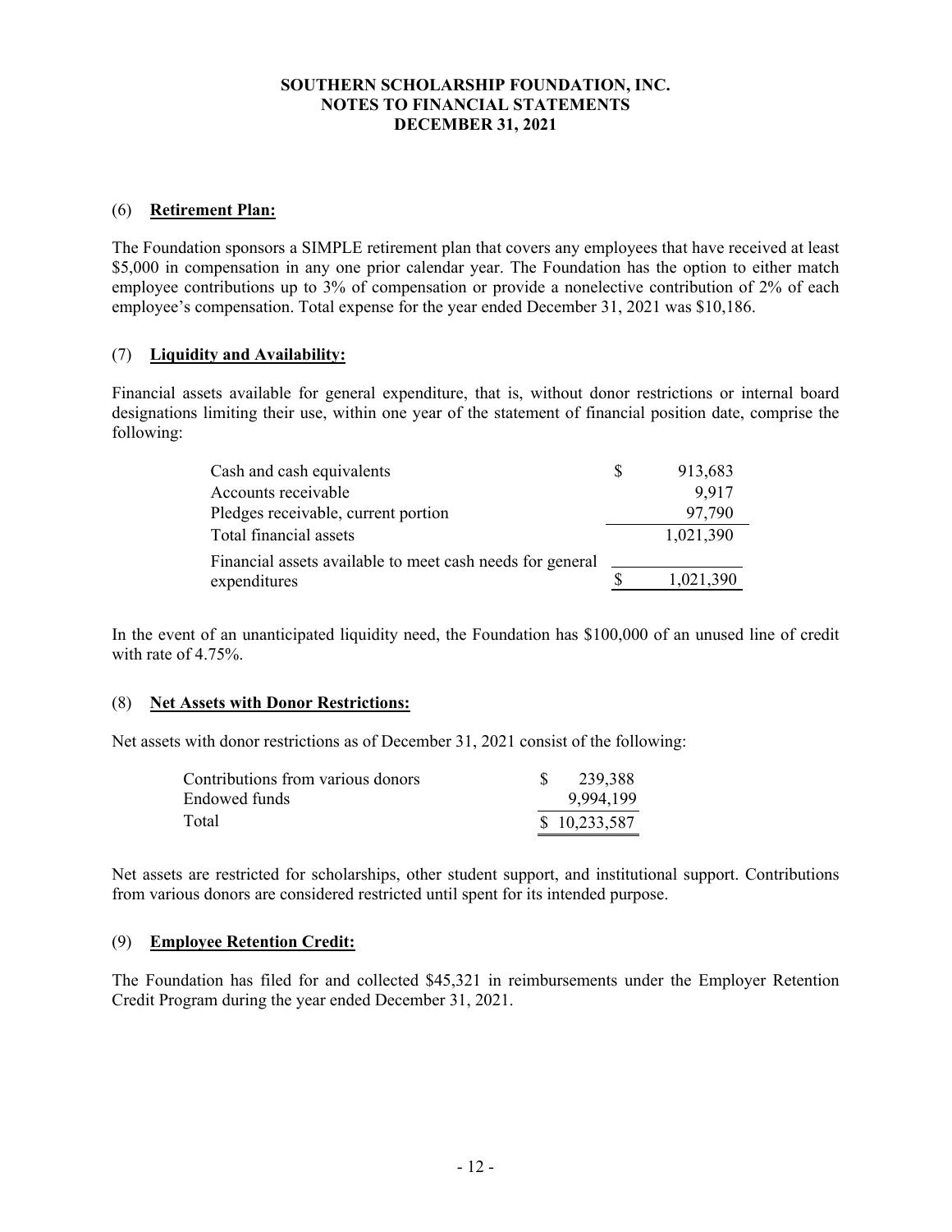## SOUTHERN SCHOLARSHIP FOUNDATION, INC.
## NOTES TO FINANCIAL STATEMENTS
## DECEMBER 31, 2021

### (6) Retirement Plan:

The Foundation sponsors a SIMPLE retirement plan that covers any employees that have received at least $5,000 in compensation in any one prior calendar year. The Foundation has the option to either match employee contributions up to 3% of compensation or provide a nonelective contribution of 2% of each employee's compensation. Total expense for the year ended December 31, 2021 was $10,186.

### (7) Liquidity and Availability:

Financial assets available for general expenditure, that is, without donor restrictions or internal board designations limiting their use, within one year of the statement of financial position date, comprise the following:

| | |
|---|---|
| Cash and cash equivalents | $ 913,683 |
| Accounts receivable | 9,917 |
| Pledges receivable, current portion | 97,790 |
| Total financial assets | 1,021,390 |
| Financial assets available to meet cash needs for general expenditures | $ 1,021,390 |

In the event of an unanticipated liquidity need, the Foundation has $100,000 of an unused line of credit with rate of 4.75%.

### (8) Net Assets with Donor Restrictions:

Net assets with donor restrictions as of December 31, 2021 consist of the following:

| | |
|---|---|
| Contributions from various donors | $ 239,388 |
| Endowed funds | 9,994,199 |
| Total | $ 10,233,587 |

Net assets are restricted for scholarships, other student support, and institutional support. Contributions from various donors are considered restricted until spent for its intended purpose.

### (9) Employee Retention Credit:

The Foundation has filed for and collected $45,321 in reimbursements under the Employer Retention Credit Program during the year ended December 31, 2021.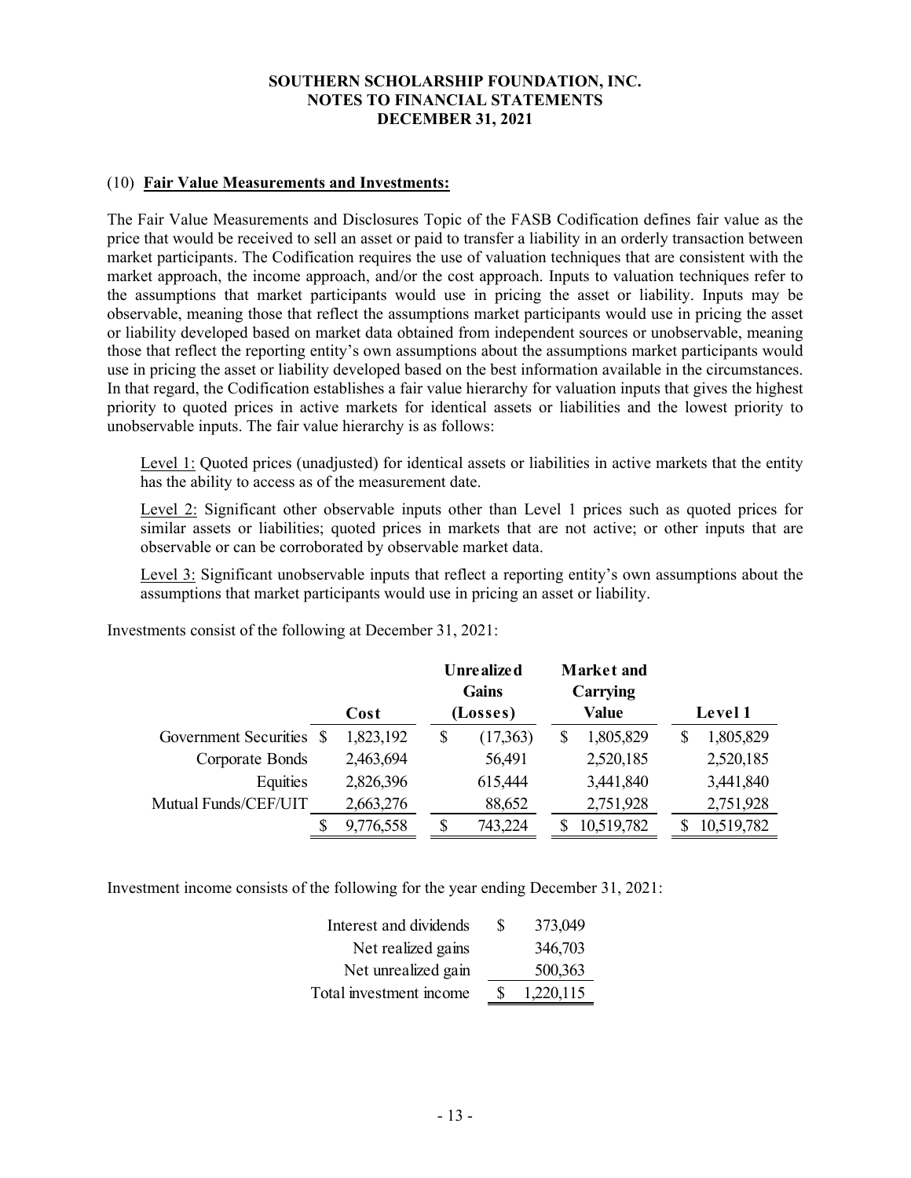# SOUTHERN SCHOLARSHIP FOUNDATION, INC.
## NOTES TO FINANCIAL STATEMENTS
### DECEMBER 31, 2021

(10) **Fair Value Measurements and Investments:**

The Fair Value Measurements and Disclosures Topic of the FASB Codification defines fair value as the price that would be received to sell an asset or paid to transfer a liability in an orderly transaction between market participants. The Codification requires the use of valuation techniques that are consistent with the market approach, the income approach, and/or the cost approach. Inputs to valuation techniques refer to the assumptions that market participants would use in pricing the asset or liability. Inputs may be observable, meaning those that reflect the assumptions market participants would use in pricing the asset or liability developed based on market data obtained from independent sources or unobservable, meaning those that reflect the reporting entity's own assumptions about the assumptions market participants would use in pricing the asset or liability developed based on the best information available in the circumstances. In that regard, the Codification establishes a fair value hierarchy for valuation inputs that gives the highest priority to quoted prices in active markets for identical assets or liabilities and the lowest priority to unobservable inputs. The fair value hierarchy is as follows:

Level 1: Quoted prices (unadjusted) for identical assets or liabilities in active markets that the entity has the ability to access as of the measurement date.

Level 2: Significant other observable inputs other than Level 1 prices such as quoted prices for similar assets or liabilities; quoted prices in markets that are not active; or other inputs that are observable or can be corroborated by observable market data.

Level 3: Significant unobservable inputs that reflect a reporting entity's own assumptions about the assumptions that market participants would use in pricing an asset or liability.

Investments consist of the following at December 31, 2021:

| | Cost | Unrealized Gains (Losses) | Market and Carrying Value | Level 1 |
|---|---|---|---|---|
| Government Securities | $ 1,823,192 | $ (17,363) | $ 1,805,829 | $ 1,805,829 |
| Corporate Bonds | 2,463,694 | 56,491 | 2,520,185 | 2,520,185 |
| Equities | 2,826,396 | 615,444 | 3,441,840 | 3,441,840 |
| Mutual Funds/CEF/UIT | 2,663,276 | 88,652 | 2,751,928 | 2,751,928 |
| | $ 9,776,558 | $ 743,224 | $ 10,519,782 | $ 10,519,782 |

Investment income consists of the following for the year ending December 31, 2021:

| | |
|---|---|
| Interest and dividends | $ 373,049 |
| Net realized gains | 346,703 |
| Net unrealized gain | 500,363 |
| Total investment income | $ 1,220,115 |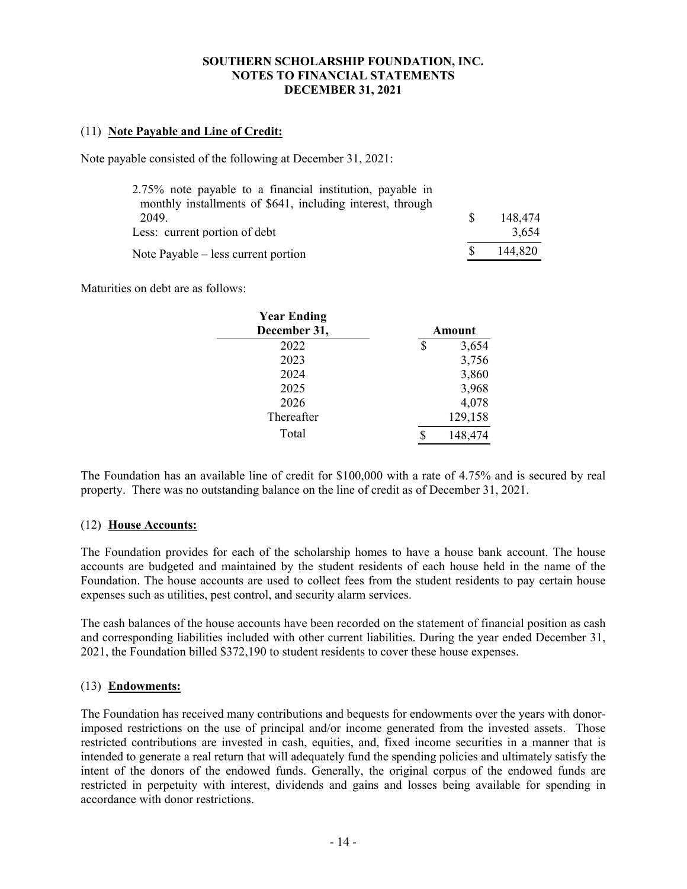# SOUTHERN SCHOLARSHIP FOUNDATION, INC.
## NOTES TO FINANCIAL STATEMENTS
## DECEMBER 31, 2021

### (11) Note Payable and Line of Credit:

Note payable consisted of the following at December 31, 2021:

| | |
|---|---|
| 2.75% note payable to a financial institution, payable in monthly installments of $641, including interest, through 2049. | $ 148,474 |
| Less: current portion of debt | 3,654 |
| Note Payable – less current portion | $ 144,820 |

Maturities on debt are as follows:

| Year Ending December 31, | Amount |
|---|---|
| 2022 | $ 3,654 |
| 2023 | 3,756 |
| 2024 | 3,860 |
| 2025 | 3,968 |
| 2026 | 4,078 |
| Thereafter | 129,158 |
| Total | $ 148,474 |

The Foundation has an available line of credit for $100,000 with a rate of 4.75% and is secured by real property. There was no outstanding balance on the line of credit as of December 31, 2021.

### (12) House Accounts:

The Foundation provides for each of the scholarship homes to have a house bank account. The house accounts are budgeted and maintained by the student residents of each house held in the name of the Foundation. The house accounts are used to collect fees from the student residents to pay certain house expenses such as utilities, pest control, and security alarm services.

The cash balances of the house accounts have been recorded on the statement of financial position as cash and corresponding liabilities included with other current liabilities. During the year ended December 31, 2021, the Foundation billed $372,190 to student residents to cover these house expenses.

### (13) Endowments:

The Foundation has received many contributions and bequests for endowments over the years with donor-imposed restrictions on the use of principal and/or income generated from the invested assets. Those restricted contributions are invested in cash, equities, and, fixed income securities in a manner that is intended to generate a real return that will adequately fund the spending policies and ultimately satisfy the intent of the donors of the endowed funds. Generally, the original corpus of the endowed funds are restricted in perpetuity with interest, dividends and gains and losses being available for spending in accordance with donor restrictions.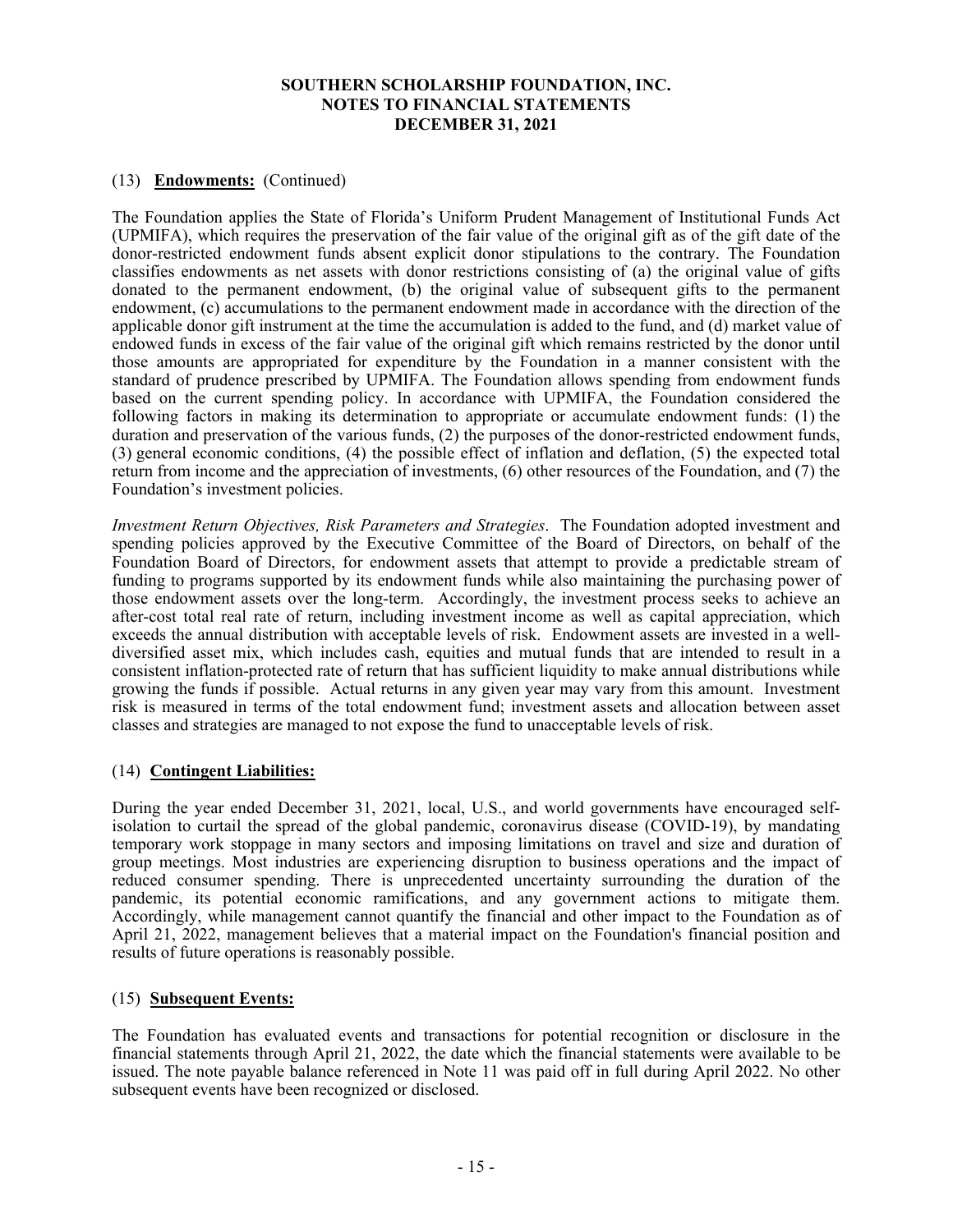### (13) **Endowments:** (Continued)

The Foundation applies the State of Florida's Uniform Prudent Management of Institutional Funds Act (UPMIFA), which requires the preservation of the fair value of the original gift as of the gift date of the donor-restricted endowment funds absent explicit donor stipulations to the contrary. The Foundation classifies endowments as net assets with donor restrictions consisting of (a) the original value of gifts donated to the permanent endowment, (b) the original value of subsequent gifts to the permanent endowment, (c) accumulations to the permanent endowment made in accordance with the direction of the applicable donor gift instrument at the time the accumulation is added to the fund, and (d) market value of endowed funds in excess of the fair value of the original gift which remains restricted by the donor until those amounts are appropriated for expenditure by the Foundation in a manner consistent with the standard of prudence prescribed by UPMIFA. The Foundation allows spending from endowment funds based on the current spending policy. In accordance with UPMIFA, the Foundation considered the following factors in making its determination to appropriate or accumulate endowment funds: (1) the duration and preservation of the various funds, (2) the purposes of the donor-restricted endowment funds, (3) general economic conditions, (4) the possible effect of inflation and deflation, (5) the expected total return from income and the appreciation of investments, (6) other resources of the Foundation, and (7) the Foundation's investment policies.

*Investment Return Objectives, Risk Parameters and Strategies*. The Foundation adopted investment and spending policies approved by the Executive Committee of the Board of Directors, on behalf of the Foundation Board of Directors, for endowment assets that attempt to provide a predictable stream of funding to programs supported by its endowment funds while also maintaining the purchasing power of those endowment assets over the long-term. Accordingly, the investment process seeks to achieve an after-cost total real rate of return, including investment income as well as capital appreciation, which exceeds the annual distribution with acceptable levels of risk. Endowment assets are invested in a well-diversified asset mix, which includes cash, equities and mutual funds that are intended to result in a consistent inflation-protected rate of return that has sufficient liquidity to make annual distributions while growing the funds if possible. Actual returns in any given year may vary from this amount. Investment risk is measured in terms of the total endowment fund; investment assets and allocation between asset classes and strategies are managed to not expose the fund to unacceptable levels of risk.

### (14) **Contingent Liabilities:**

During the year ended December 31, 2021, local, U.S., and world governments have encouraged self-isolation to curtail the spread of the global pandemic, coronavirus disease (COVID-19), by mandating temporary work stoppage in many sectors and imposing limitations on travel and size and duration of group meetings. Most industries are experiencing disruption to business operations and the impact of reduced consumer spending. There is unprecedented uncertainty surrounding the duration of the pandemic, its potential economic ramifications, and any government actions to mitigate them. Accordingly, while management cannot quantify the financial and other impact to the Foundation as of April 21, 2022, management believes that a material impact on the Foundation's financial position and results of future operations is reasonably possible.

### (15) **Subsequent Events:**

The Foundation has evaluated events and transactions for potential recognition or disclosure in the financial statements through April 21, 2022, the date which the financial statements were available to be issued. The note payable balance referenced in Note 11 was paid off in full during April 2022. No other subsequent events have been recognized or disclosed.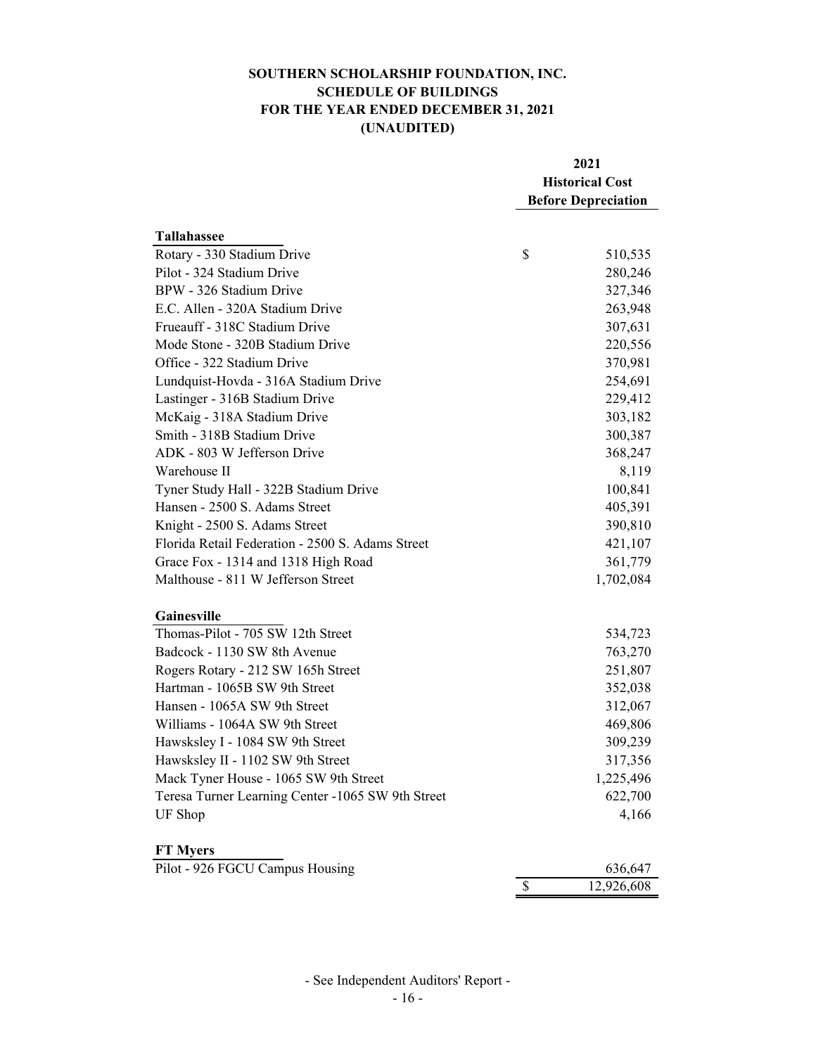# SOUTHERN SCHOLARSHIP FOUNDATION, INC.
## SCHEDULE OF BUILDINGS
## FOR THE YEAR ENDED DECEMBER 31, 2021
## (UNAUDITED)

| | 2021 Historical Cost Before Depreciation |
|---|---|
| **Tallahassee** | |
| Rotary - 330 Stadium Drive | $ 510,535 |
| Pilot - 324 Stadium Drive | 280,246 |
| BPW - 326 Stadium Drive | 327,346 |
| E.C. Allen - 320A Stadium Drive | 263,948 |
| Frueauff - 318C Stadium Drive | 307,631 |
| Mode Stone - 320B Stadium Drive | 220,556 |
| Office - 322 Stadium Drive | 370,981 |
| Lundquist-Hovda - 316A Stadium Drive | 254,691 |
| Lastinger - 316B Stadium Drive | 229,412 |
| McKaig - 318A Stadium Drive | 303,182 |
| Smith - 318B Stadium Drive | 300,387 |
| ADK - 803 W Jefferson Drive | 368,247 |
| Warehouse II | 8,119 |
| Tyner Study Hall - 322B Stadium Drive | 100,841 |
| Hansen - 2500 S. Adams Street | 405,391 |
| Knight - 2500 S. Adams Street | 390,810 |
| Florida Retail Federation - 2500 S. Adams Street | 421,107 |
| Grace Fox - 1314 and 1318 High Road | 361,779 |
| Malthouse - 811 W Jefferson Street | 1,702,084 |
| **Gainesville** | |
| Thomas-Pilot - 705 SW 12th Street | 534,723 |
| Badcock - 1130 SW 8th Avenue | 763,270 |
| Rogers Rotary - 212 SW 165h Street | 251,807 |
| Hartman - 1065B SW 9th Street | 352,038 |
| Hansen - 1065A SW 9th Street | 312,067 |
| Williams - 1064A SW 9th Street | 469,806 |
| Hawsksley I - 1084 SW 9th Street | 309,239 |
| Hawsksley II - 1102 SW 9th Street | 317,356 |
| Mack Tyner House - 1065 SW 9th Street | 1,225,496 |
| Teresa Turner Learning Center -1065 SW 9th Street | 622,700 |
| UF Shop | 4,166 |
| **FT Myers** | |
| Pilot - 926 FGCU Campus Housing | 636,647 |
| | $ 12,926,608 |

- See Independent Auditors' Report -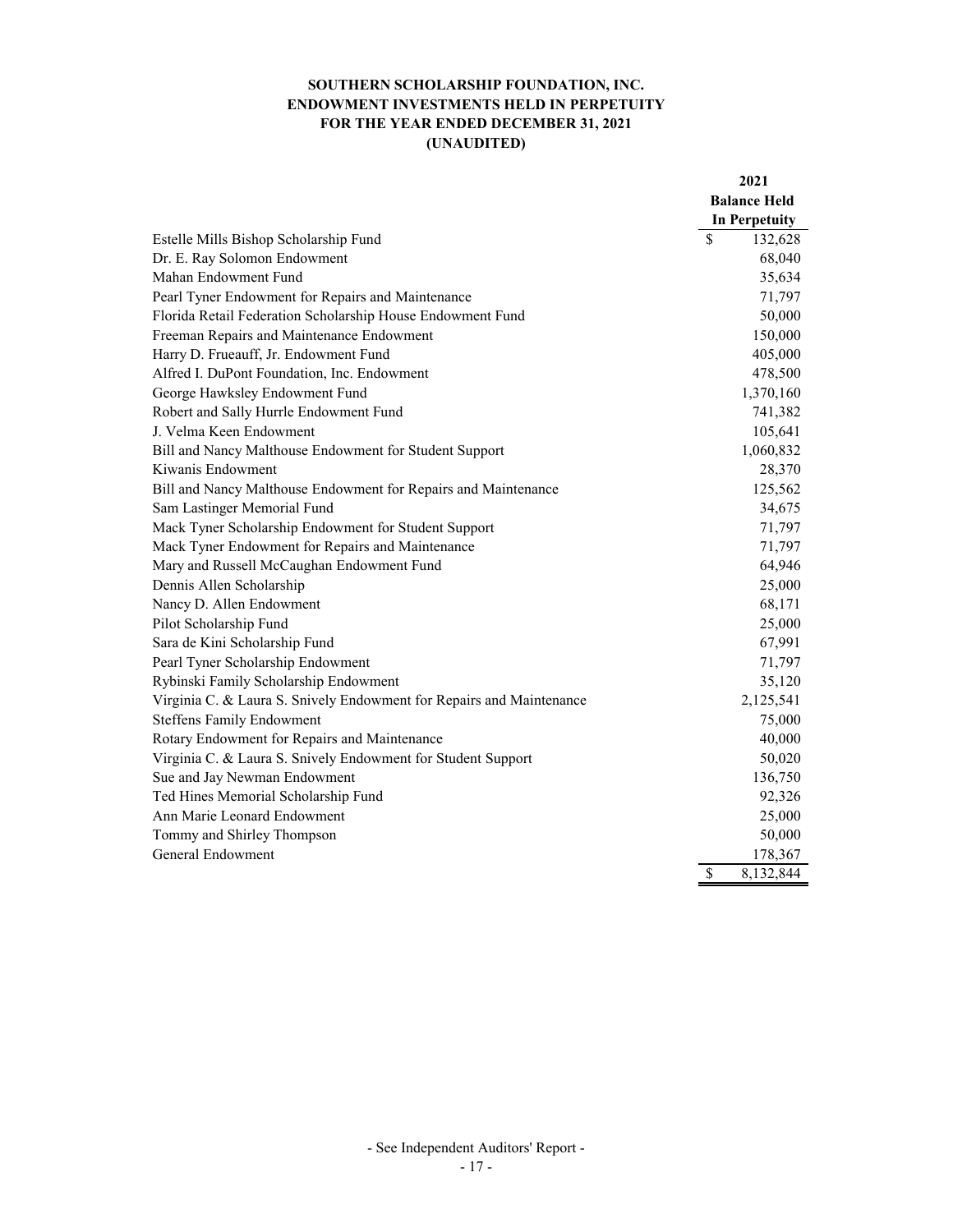**SOUTHERN SCHOLARSHIP FOUNDATION, INC.**
**ENDOWMENT INVESTMENTS HELD IN PERPETUITY**
**FOR THE YEAR ENDED DECEMBER 31, 2021**
**(UNAUDITED)**

| | 2021 Balance Held In Perpetuity |
|---|---|
| Estelle Mills Bishop Scholarship Fund | $ 132,628 |
| Dr. E. Ray Solomon Endowment | 68,040 |
| Mahan Endowment Fund | 35,634 |
| Pearl Tyner Endowment for Repairs and Maintenance | 71,797 |
| Florida Retail Federation Scholarship House Endowment Fund | 50,000 |
| Freeman Repairs and Maintenance Endowment | 150,000 |
| Harry D. Frueauff, Jr. Endowment Fund | 405,000 |
| Alfred I. DuPont Foundation, Inc. Endowment | 478,500 |
| George Hawksley Endowment Fund | 1,370,160 |
| Robert and Sally Hurrle Endowment Fund | 741,382 |
| J. Velma Keen Endowment | 105,641 |
| Bill and Nancy Malthouse Endowment for Student Support | 1,060,832 |
| Kiwanis Endowment | 28,370 |
| Bill and Nancy Malthouse Endowment for Repairs and Maintenance | 125,562 |
| Sam Lastinger Memorial Fund | 34,675 |
| Mack Tyner Scholarship Endowment for Student Support | 71,797 |
| Mack Tyner Endowment for Repairs and Maintenance | 71,797 |
| Mary and Russell McCaughan Endowment Fund | 64,946 |
| Dennis Allen Scholarship | 25,000 |
| Nancy D. Allen Endowment | 68,171 |
| Pilot Scholarship Fund | 25,000 |
| Sara de Kini Scholarship Fund | 67,991 |
| Pearl Tyner Scholarship Endowment | 71,797 |
| Rybinski Family Scholarship Endowment | 35,120 |
| Virginia C. & Laura S. Snively Endowment for Repairs and Maintenance | 2,125,541 |
| Steffens Family Endowment | 75,000 |
| Rotary Endowment for Repairs and Maintenance | 40,000 |
| Virginia C. & Laura S. Snively Endowment for Student Support | 50,020 |
| Sue and Jay Newman Endowment | 136,750 |
| Ted Hines Memorial Scholarship Fund | 92,326 |
| Ann Marie Leonard Endowment | 25,000 |
| Tommy and Shirley Thompson | 50,000 |
| General Endowment | 178,367 |
| | $ 8,132,844 |

- See Independent Auditors' Report -